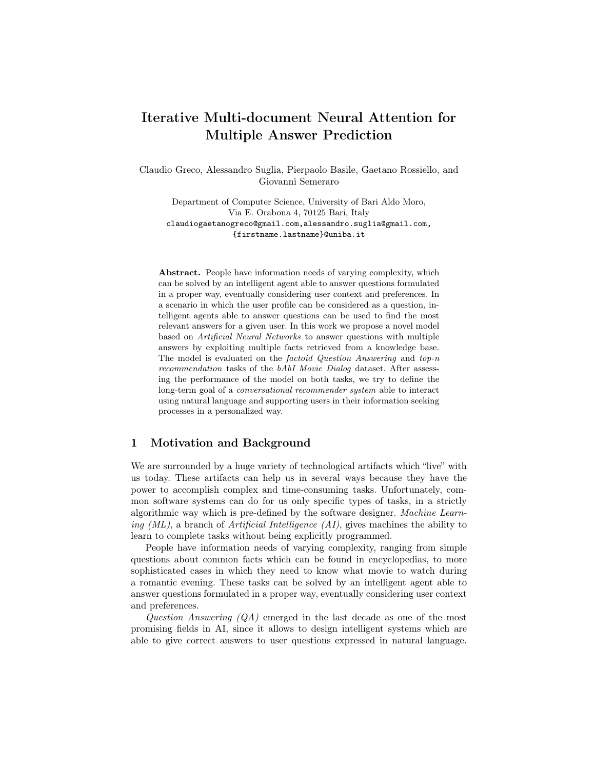# Iterative Multi-document Neural Attention for Multiple Answer Prediction

Claudio Greco, Alessandro Suglia, Pierpaolo Basile, Gaetano Rossiello, and Giovanni Semeraro

Department of Computer Science, University of Bari Aldo Moro,
Via E. Orabona 4, 70125 Bari, Italy
claudiogaetanogreco@gmail.com,alessandro.suglia@gmail.com,
{firstname.lastname}@uniba.it

**Abstract.** People have information needs of varying complexity, which can be solved by an intelligent agent able to answer questions formulated in a proper way, eventually considering user context and preferences. In a scenario in which the user profile can be considered as a question, intelligent agents able to answer questions can be used to find the most relevant answers for a given user. In this work we propose a novel model based on *Artificial Neural Networks* to answer questions with multiple answers by exploiting multiple facts retrieved from a knowledge base. The model is evaluated on the *factoid Question Answering* and *top-n recommendation* tasks of the *bAbI Movie Dialog* dataset. After assessing the performance of the model on both tasks, we try to define the long-term goal of a *conversational recommender system* able to interact using natural language and supporting users in their information seeking processes in a personalized way.

## 1 Motivation and Background

We are surrounded by a huge variety of technological artifacts which "live" with us today. These artifacts can help us in several ways because they have the power to accomplish complex and time-consuming tasks. Unfortunately, common software systems can do for us only specific types of tasks, in a strictly algorithmic way which is pre-defined by the software designer. *Machine Learning (ML)*, a branch of *Artificial Intelligence (AI)*, gives machines the ability to learn to complete tasks without being explicitly programmed.

People have information needs of varying complexity, ranging from simple questions about common facts which can be found in encyclopedias, to more sophisticated cases in which they need to know what movie to watch during a romantic evening. These tasks can be solved by an intelligent agent able to answer questions formulated in a proper way, eventually considering user context and preferences.

*Question Answering (QA)* emerged in the last decade as one of the most promising fields in AI, since it allows to design intelligent systems which are able to give correct answers to user questions expressed in natural language.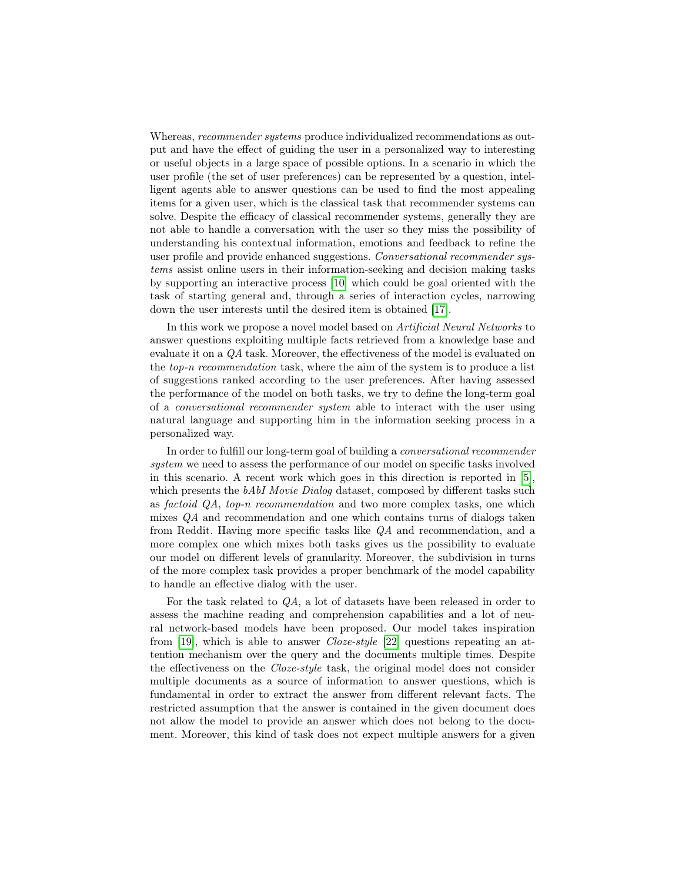Whereas, *recommender systems* produce individualized recommendations as output and have the effect of guiding the user in a personalized way to interesting or useful objects in a large space of possible options. In a scenario in which the user profile (the set of user preferences) can be represented by a question, intelligent agents able to answer questions can be used to find the most appealing items for a given user, which is the classical task that recommender systems can solve. Despite the efficacy of classical recommender systems, generally they are not able to handle a conversation with the user so they miss the possibility of understanding his contextual information, emotions and feedback to refine the user profile and provide enhanced suggestions. *Conversational recommender systems* assist online users in their information-seeking and decision making tasks by supporting an interactive process [10] which could be goal oriented with the task of starting general and, through a series of interaction cycles, narrowing down the user interests until the desired item is obtained [17].

In this work we propose a novel model based on *Artificial Neural Networks* to answer questions exploiting multiple facts retrieved from a knowledge base and evaluate it on a *QA* task. Moreover, the effectiveness of the model is evaluated on the *top-n recommendation* task, where the aim of the system is to produce a list of suggestions ranked according to the user preferences. After having assessed the performance of the model on both tasks, we try to define the long-term goal of a *conversational recommender system* able to interact with the user using natural language and supporting him in the information seeking process in a personalized way.

In order to fulfill our long-term goal of building a *conversational recommender system* we need to assess the performance of our model on specific tasks involved in this scenario. A recent work which goes in this direction is reported in [5], which presents the *bAbI Movie Dialog* dataset, composed by different tasks such as *factoid QA*, *top-n recommendation* and two more complex tasks, one which mixes *QA* and recommendation and one which contains turns of dialogs taken from Reddit. Having more specific tasks like *QA* and recommendation, and a more complex one which mixes both tasks gives us the possibility to evaluate our model on different levels of granularity. Moreover, the subdivision in turns of the more complex task provides a proper benchmark of the model capability to handle an effective dialog with the user.

For the task related to *QA*, a lot of datasets have been released in order to assess the machine reading and comprehension capabilities and a lot of neural network-based models have been proposed. Our model takes inspiration from [19], which is able to answer *Cloze-style* [22] questions repeating an attention mechanism over the query and the documents multiple times. Despite the effectiveness on the *Cloze-style* task, the original model does not consider multiple documents as a source of information to answer questions, which is fundamental in order to extract the answer from different relevant facts. The restricted assumption that the answer is contained in the given document does not allow the model to provide an answer which does not belong to the document. Moreover, this kind of task does not expect multiple answers for a given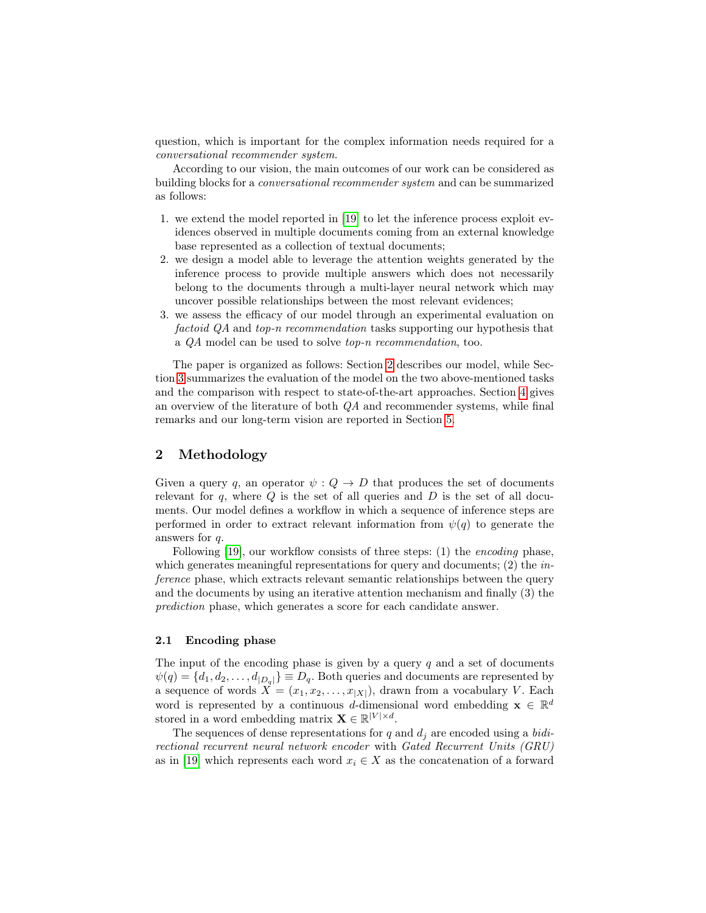question, which is important for the complex information needs required for a *conversational recommender system*.

According to our vision, the main outcomes of our work can be considered as building blocks for a *conversational recommender system* and can be summarized as follows:

1. we extend the model reported in [19] to let the inference process exploit evidences observed in multiple documents coming from an external knowledge base represented as a collection of textual documents;
2. we design a model able to leverage the attention weights generated by the inference process to provide multiple answers which does not necessarily belong to the documents through a multi-layer neural network which may uncover possible relationships between the most relevant evidences;
3. we assess the efficacy of our model through an experimental evaluation on *factoid QA* and *top-n recommendation* tasks supporting our hypothesis that a *QA* model can be used to solve *top-n recommendation*, too.

The paper is organized as follows: Section 2 describes our model, while Section 3 summarizes the evaluation of the model on the two above-mentioned tasks and the comparison with respect to state-of-the-art approaches. Section 4 gives an overview of the literature of both *QA* and recommender systems, while final remarks and our long-term vision are reported in Section 5.

## 2 Methodology

Given a query $q$, an operator $\psi : Q \rightarrow D$ that produces the set of documents relevant for $q$, where $Q$ is the set of all queries and $D$ is the set of all documents. Our model defines a workflow in which a sequence of inference steps are performed in order to extract relevant information from $\psi(q)$ to generate the answers for $q$.

Following [19], our workflow consists of three steps: (1) the *encoding* phase, which generates meaningful representations for query and documents; (2) the *inference* phase, which extracts relevant semantic relationships between the query and the documents by using an iterative attention mechanism and finally (3) the *prediction* phase, which generates a score for each candidate answer.

### 2.1 Encoding phase

The input of the encoding phase is given by a query $q$ and a set of documents $\psi(q) = \{d_1, d_2, \dots, d_{|D_q|}\} \equiv D_q$. Both queries and documents are represented by a sequence of words $X = (x_1, x_2, \dots, x_{|X|})$, drawn from a vocabulary $V$. Each word is represented by a continuous $d$-dimensional word embedding $\mathbf{x} \in \mathbb{R}^d$ stored in a word embedding matrix $\mathbf{X} \in \mathbb{R}^{|V| \times d}$.

The sequences of dense representations for $q$ and $d_j$ are encoded using a *bidirectional recurrent neural network encoder* with *Gated Recurrent Units (GRU)* as in [19] which represents each word $x_i \in X$ as the concatenation of a forward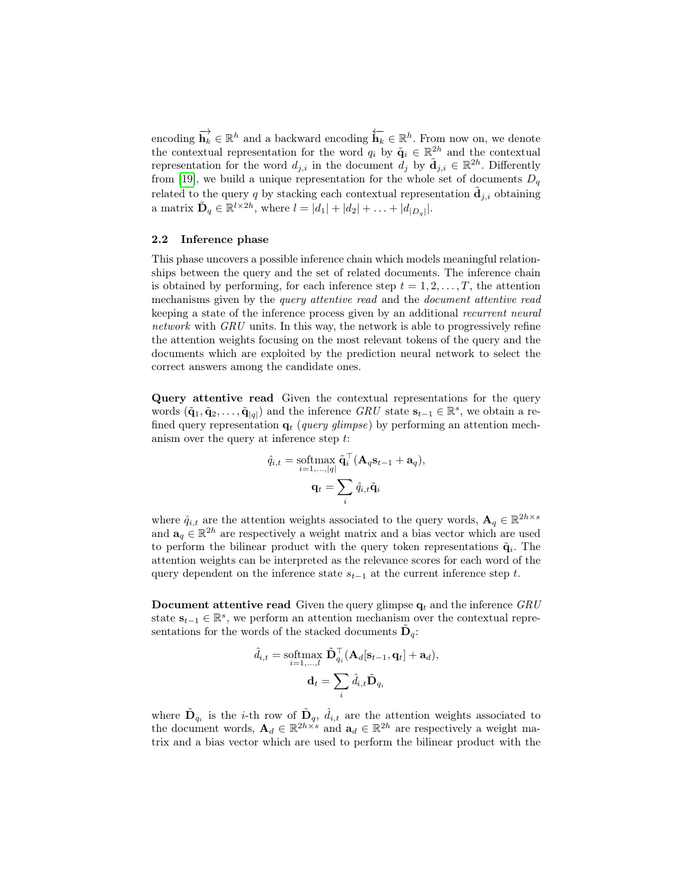encoding $\overrightarrow{\mathbf{h}_k} \in \mathbb{R}^h$ and a backward encoding $\overleftarrow{\mathbf{h}_k} \in \mathbb{R}^h$. From now on, we denote the contextual representation for the word $q_i$ by $\tilde{\mathbf{q}}_i \in \mathbb{R}^{2h}$ and the contextual representation for the word $d_{j,i}$ in the document $d_j$ by $\tilde{\mathbf{d}}_{j,i} \in \mathbb{R}^{2h}$. Differently from [19], we build a unique representation for the whole set of documents $D_q$ related to the query $q$ by stacking each contextual representation $\tilde{\mathbf{d}}_{j,i}$ obtaining a matrix $\tilde{\mathbf{D}}_q \in \mathbb{R}^{l \times 2h}$, where $l = |d_1| + |d_2| + \ldots + |d_{|D_q|}|$.

### 2.2 Inference phase

This phase uncovers a possible inference chain which models meaningful relationships between the query and the set of related documents. The inference chain is obtained by performing, for each inference step $t = 1, 2, \ldots, T$, the attention mechanisms given by the *query attentive read* and the *document attentive read* keeping a state of the inference process given by an additional *recurrent neural network* with *GRU* units. In this way, the network is able to progressively refine the attention weights focusing on the most relevant tokens of the query and the documents which are exploited by the prediction neural network to select the correct answers among the candidate ones.

**Query attentive read** Given the contextual representations for the query words $(\tilde{\mathbf{q}}_1, \tilde{\mathbf{q}}_2, \ldots, \tilde{\mathbf{q}}_{|q|})$ and the inference *GRU* state $\mathbf{s}_{t-1} \in \mathbb{R}^s$, we obtain a refined query representation $\mathbf{q}_t$ (*query glimpse*) by performing an attention mechanism over the query at inference step $t$:

$$\hat{q}_{i,t} = \operatorname*{softmax}_{i=1,\ldots,|q|} \tilde{\mathbf{q}}_i^\top (\mathbf{A}_q \mathbf{s}_{t-1} + \mathbf{a}_q),$$

$$\mathbf{q}_t = \sum_i \hat{q}_{i,t} \tilde{\mathbf{q}}_i$$

where $\hat{q}_{i,t}$ are the attention weights associated to the query words, $\mathbf{A}_q \in \mathbb{R}^{2h \times s}$ and $\mathbf{a}_q \in \mathbb{R}^{2h}$ are respectively a weight matrix and a bias vector which are used to perform the bilinear product with the query token representations $\tilde{\mathbf{q}}_i$. The attention weights can be interpreted as the relevance scores for each word of the query dependent on the inference state $s_{t-1}$ at the current inference step $t$.

**Document attentive read** Given the query glimpse $\mathbf{q}_t$ and the inference *GRU* state $\mathbf{s}_{t-1} \in \mathbb{R}^s$, we perform an attention mechanism over the contextual representations for the words of the stacked documents $\tilde{\mathbf{D}}_q$:

$$\hat{d}_{i,t} = \operatorname*{softmax}_{i=1,\ldots,l} \tilde{\mathbf{D}}_{q_i}^\top (\mathbf{A}_d [\mathbf{s}_{t-1}, \mathbf{q}_t] + \mathbf{a}_d),$$

$$\mathbf{d}_t = \sum_i \hat{d}_{i,t} \tilde{\mathbf{D}}_{q_i}$$

where $\tilde{\mathbf{D}}_{q_i}$ is the $i$-th row of $\tilde{\mathbf{D}}_q$, $\hat{d}_{i,t}$ are the attention weights associated to the document words, $\mathbf{A}_d \in \mathbb{R}^{2h \times s}$ and $\mathbf{a}_d \in \mathbb{R}^{2h}$ are respectively a weight matrix and a bias vector which are used to perform the bilinear product with the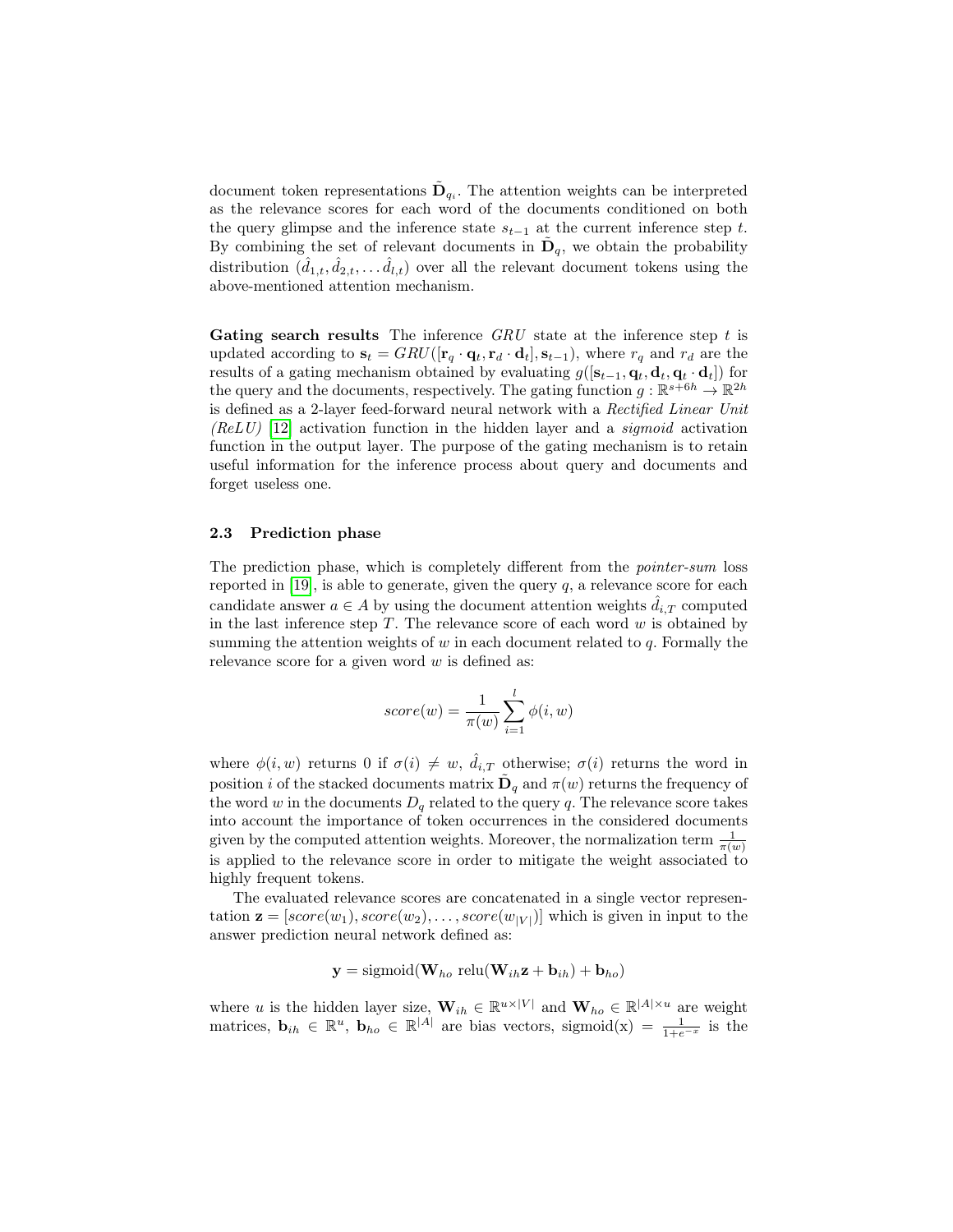document token representations $\tilde{\mathbf{D}}_{q_i}$. The attention weights can be interpreted as the relevance scores for each word of the documents conditioned on both the query glimpse and the inference state $s_{t-1}$ at the current inference step $t$. By combining the set of relevant documents in $\tilde{\mathbf{D}}_q$, we obtain the probability distribution $(\hat{d}_{1,t}, \hat{d}_{2,t}, \ldots \hat{d}_{l,t})$ over all the relevant document tokens using the above-mentioned attention mechanism.

**Gating search results** The inference *GRU* state at the inference step $t$ is updated according to $\mathbf{s}_t = GRU([\mathbf{r}_q \cdot \mathbf{q}_t, \mathbf{r}_d \cdot \mathbf{d}_t], \mathbf{s}_{t-1})$, where $r_q$ and $r_d$ are the results of a gating mechanism obtained by evaluating $g([\mathbf{s}_{t-1}, \mathbf{q}_t, \mathbf{d}_t, \mathbf{q}_t \cdot \mathbf{d}_t])$ for the query and the documents, respectively. The gating function $g : \mathbb{R}^{s+6h} \rightarrow \mathbb{R}^{2h}$ is defined as a 2-layer feed-forward neural network with a *Rectified Linear Unit (ReLU)* [12] activation function in the hidden layer and a *sigmoid* activation function in the output layer. The purpose of the gating mechanism is to retain useful information for the inference process about query and documents and forget useless one.

### 2.3 Prediction phase

The prediction phase, which is completely different from the *pointer-sum* loss reported in [19], is able to generate, given the query $q$, a relevance score for each candidate answer $a \in A$ by using the document attention weights $\hat{d}_{i,T}$ computed in the last inference step $T$. The relevance score of each word $w$ is obtained by summing the attention weights of $w$ in each document related to $q$. Formally the relevance score for a given word $w$ is defined as:

$$score(w) = \frac{1}{\pi(w)} \sum_{i=1}^{l} \phi(i, w)$$

where $\phi(i, w)$ returns 0 if $\sigma(i) \neq w$, $\hat{d}_{i,T}$ otherwise; $\sigma(i)$ returns the word in position $i$ of the stacked documents matrix $\tilde{\mathbf{D}}_q$ and $\pi(w)$ returns the frequency of the word $w$ in the documents $D_q$ related to the query $q$. The relevance score takes into account the importance of token occurrences in the considered documents given by the computed attention weights. Moreover, the normalization term $\frac{1}{\pi(w)}$ is applied to the relevance score in order to mitigate the weight associated to highly frequent tokens.

The evaluated relevance scores are concatenated in a single vector representation $\mathbf{z} = [score(w_1), score(w_2), \ldots, score(w_{|V|})]$ which is given in input to the answer prediction neural network defined as:

$$\mathbf{y} = \text{sigmoid}(\mathbf{W}_{ho} \; \text{relu}(\mathbf{W}_{ih}\mathbf{z} + \mathbf{b}_{ih}) + \mathbf{b}_{ho})$$

where $u$ is the hidden layer size, $\mathbf{W}_{ih} \in \mathbb{R}^{u \times |V|}$ and $\mathbf{W}_{ho} \in \mathbb{R}^{|A| \times u}$ are weight matrices, $\mathbf{b}_{ih} \in \mathbb{R}^{u}$, $\mathbf{b}_{ho} \in \mathbb{R}^{|A|}$ are bias vectors, $\text{sigmoid}(x) = \frac{1}{1+e^{-x}}$ is the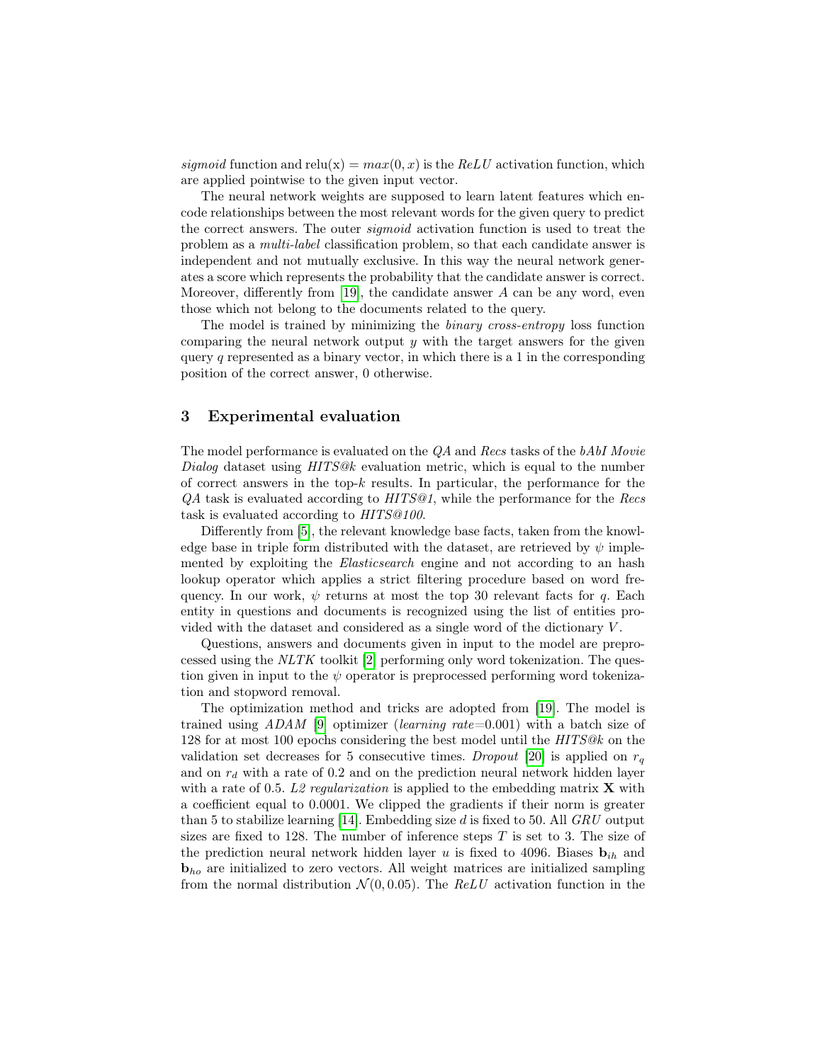*sigmoid* function and $\text{relu}(x) = max(0, x)$ is the *ReLU* activation function, which are applied pointwise to the given input vector.

The neural network weights are supposed to learn latent features which encode relationships between the most relevant words for the given query to predict the correct answers. The outer *sigmoid* activation function is used to treat the problem as a *multi-label* classification problem, so that each candidate answer is independent and not mutually exclusive. In this way the neural network generates a score which represents the probability that the candidate answer is correct. Moreover, differently from [19], the candidate answer $A$ can be any word, even those which not belong to the documents related to the query.

The model is trained by minimizing the *binary cross-entropy* loss function comparing the neural network output $y$ with the target answers for the given query $q$ represented as a binary vector, in which there is a 1 in the corresponding position of the correct answer, 0 otherwise.

## 3 Experimental evaluation

The model performance is evaluated on the *QA* and *Recs* tasks of the *bAbI Movie Dialog* dataset using *HITS@k* evaluation metric, which is equal to the number of correct answers in the top-$k$ results. In particular, the performance for the *QA* task is evaluated according to *HITS@1*, while the performance for the *Recs* task is evaluated according to *HITS@100*.

Differently from [5], the relevant knowledge base facts, taken from the knowledge base in triple form distributed with the dataset, are retrieved by $\psi$ implemented by exploiting the *Elasticsearch* engine and not according to an hash lookup operator which applies a strict filtering procedure based on word frequency. In our work, $\psi$ returns at most the top 30 relevant facts for $q$. Each entity in questions and documents is recognized using the list of entities provided with the dataset and considered as a single word of the dictionary $V$.

Questions, answers and documents given in input to the model are preprocessed using the *NLTK* toolkit [2] performing only word tokenization. The question given in input to the $\psi$ operator is preprocessed performing word tokenization and stopword removal.

The optimization method and tricks are adopted from [19]. The model is trained using *ADAM* [9] optimizer (*learning rate*=0.001) with a batch size of 128 for at most 100 epochs considering the best model until the *HITS@k* on the validation set decreases for 5 consecutive times. *Dropout* [20] is applied on $r_q$ and on $r_d$ with a rate of 0.2 and on the prediction neural network hidden layer with a rate of 0.5. *L2 regularization* is applied to the embedding matrix $\mathbf{X}$ with a coefficient equal to 0.0001. We clipped the gradients if their norm is greater than 5 to stabilize learning [14]. Embedding size $d$ is fixed to 50. All *GRU* output sizes are fixed to 128. The number of inference steps $T$ is set to 3. The size of the prediction neural network hidden layer $u$ is fixed to 4096. Biases $\mathbf{b}_{ih}$ and $\mathbf{b}_{ho}$ are initialized to zero vectors. All weight matrices are initialized sampling from the normal distribution $\mathcal{N}(0, 0.05)$. The *ReLU* activation function in the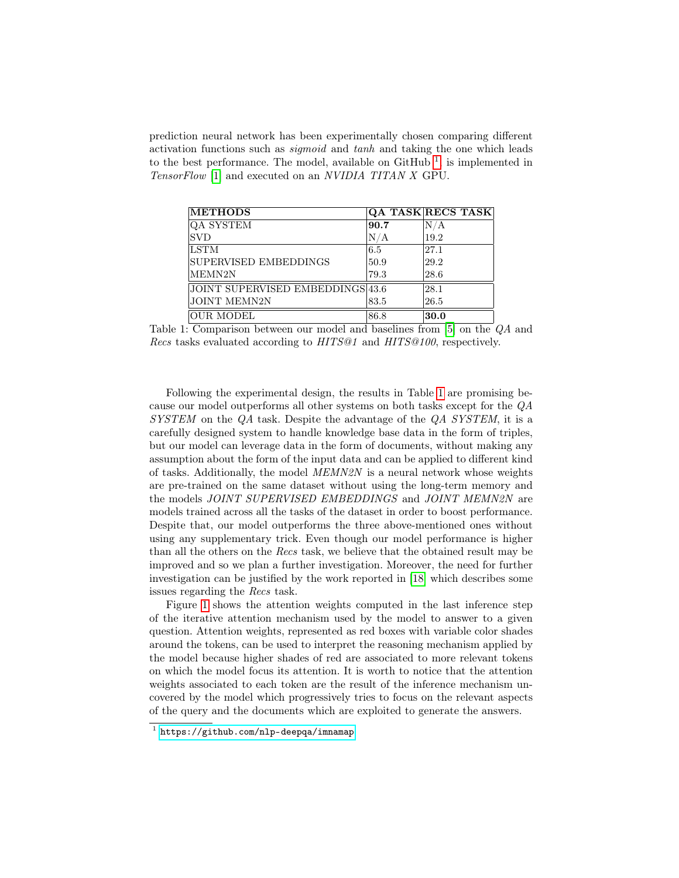prediction neural network has been experimentally chosen comparing different activation functions such as *sigmoid* and *tanh* and taking the one which leads to the best performance. The model, available on GitHub [1] is implemented in *TensorFlow* [1] and executed on an *NVIDIA TITAN X* GPU.

| METHODS | QA TASK | RECS TASK |
|---|---|---|
| QA SYSTEM | **90.7** | N/A |
| SVD | N/A | 19.2 |
| LSTM | 6.5 | 27.1 |
| SUPERVISED EMBEDDINGS | 50.9 | 29.2 |
| MEMN2N | 79.3 | 28.6 |
| JOINT SUPERVISED EMBEDDINGS | 43.6 | 28.1 |
| JOINT MEMN2N | 83.5 | 26.5 |
| OUR MODEL | 86.8 | **30.0** |

Table 1: Comparison between our model and baselines from [5] on the *QA* and *Recs* tasks evaluated according to *HITS@1* and *HITS@100*, respectively.

Following the experimental design, the results in Table 1 are promising because our model outperforms all other systems on both tasks except for the *QA SYSTEM* on the *QA* task. Despite the advantage of the *QA SYSTEM*, it is a carefully designed system to handle knowledge base data in the form of triples, but our model can leverage data in the form of documents, without making any assumption about the form of the input data and can be applied to different kind of tasks. Additionally, the model *MEMN2N* is a neural network whose weights are pre-trained on the same dataset without using the long-term memory and the models *JOINT SUPERVISED EMBEDDINGS* and *JOINT MEMN2N* are models trained across all the tasks of the dataset in order to boost performance. Despite that, our model outperforms the three above-mentioned ones without using any supplementary trick. Even though our model performance is higher than all the others on the *Recs* task, we believe that the obtained result may be improved and so we plan a further investigation. Moreover, the need for further investigation can be justified by the work reported in [18] which describes some issues regarding the *Recs* task.

Figure 1 shows the attention weights computed in the last inference step of the iterative attention mechanism used by the model to answer to a given question. Attention weights, represented as red boxes with variable color shades around the tokens, can be used to interpret the reasoning mechanism applied by the model because higher shades of red are associated to more relevant tokens on which the model focus its attention. It is worth to notice that the attention weights associated to each token are the result of the inference mechanism uncovered by the model which progressively tries to focus on the relevant aspects of the query and the documents which are exploited to generate the answers.

[1] https://github.com/nlp-deepqa/imnamap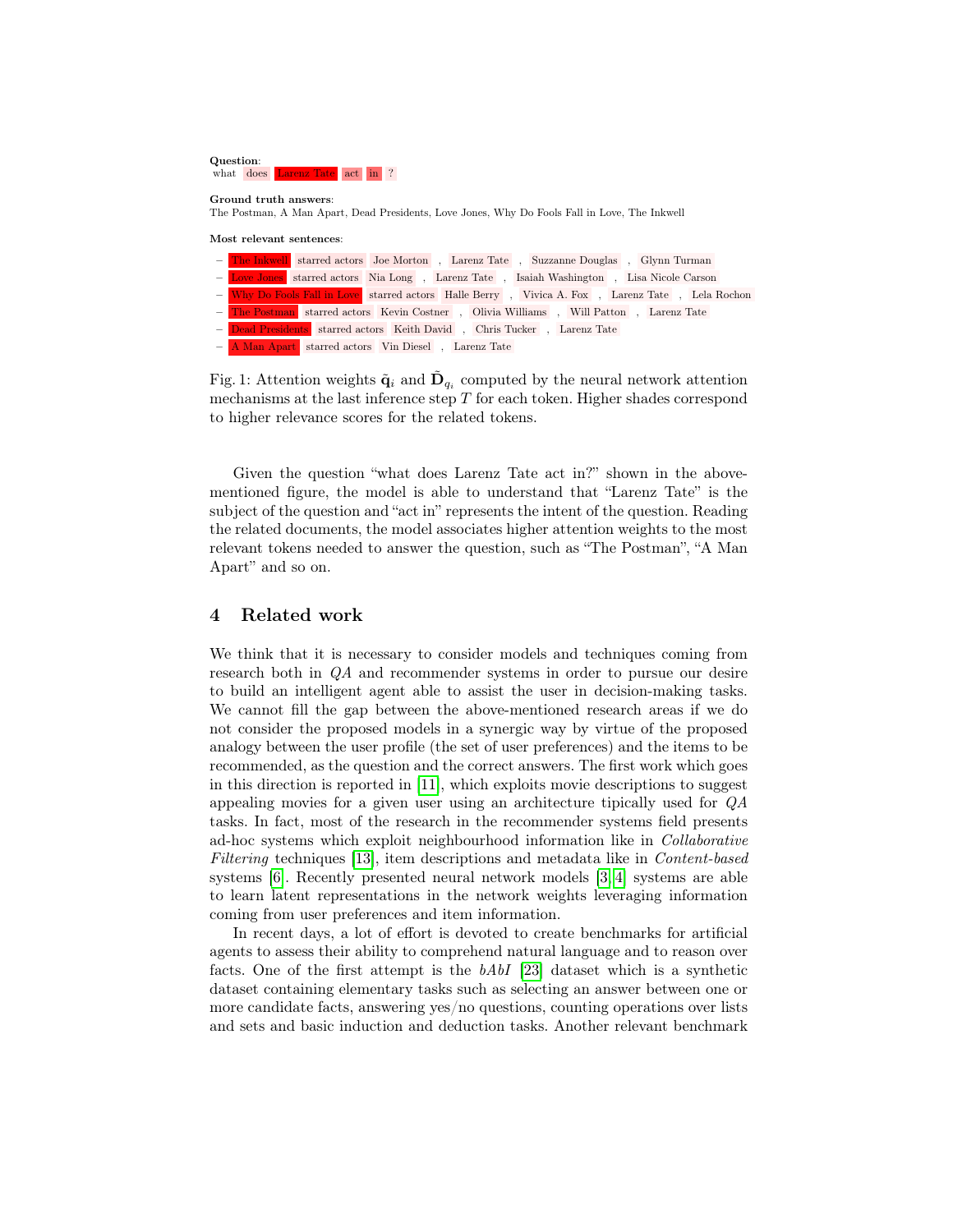**Question**:
what does Larenz Tate act in ?

**Ground truth answers**:
The Postman, A Man Apart, Dead Presidents, Love Jones, Why Do Fools Fall in Love, The Inkwell

**Most relevant sentences**:

- The Inkwell starred actors Joe Morton , Larenz Tate , Suzzanne Douglas , Glynn Turman
- Love Jones starred actors Nia Long , Larenz Tate , Isaiah Washington , Lisa Nicole Carson
- Why Do Fools Fall in Love starred actors Halle Berry , Vivica A. Fox , Larenz Tate , Lela Rochon
- The Postman starred actors Kevin Costner , Olivia Williams , Will Patton , Larenz Tate
- Dead Presidents starred actors Keith David , Chris Tucker , Larenz Tate
- A Man Apart starred actors Vin Diesel , Larenz Tate

Fig. 1: Attention weights $\tilde{\mathbf{q}}_i$ and $\tilde{\mathbf{D}}_{q_i}$ computed by the neural network attention mechanisms at the last inference step $T$ for each token. Higher shades correspond to higher relevance scores for the related tokens.

Given the question "what does Larenz Tate act in?" shown in the above-mentioned figure, the model is able to understand that "Larenz Tate" is the subject of the question and "act in" represents the intent of the question. Reading the related documents, the model associates higher attention weights to the most relevant tokens needed to answer the question, such as "The Postman", "A Man Apart" and so on.

## 4 Related work

We think that it is necessary to consider models and techniques coming from research both in *QA* and recommender systems in order to pursue our desire to build an intelligent agent able to assist the user in decision-making tasks. We cannot fill the gap between the above-mentioned research areas if we do not consider the proposed models in a synergic way by virtue of the proposed analogy between the user profile (the set of user preferences) and the items to be recommended, as the question and the correct answers. The first work which goes in this direction is reported in [11], which exploits movie descriptions to suggest appealing movies for a given user using an architecture tipically used for *QA* tasks. In fact, most of the research in the recommender systems field presents ad-hoc systems which exploit neighbourhood information like in *Collaborative Filtering* techniques [13], item descriptions and metadata like in *Content-based* systems [6]. Recently presented neural network models [3,4] systems are able to learn latent representations in the network weights leveraging information coming from user preferences and item information.

In recent days, a lot of effort is devoted to create benchmarks for artificial agents to assess their ability to comprehend natural language and to reason over facts. One of the first attempt is the *bAbI* [23] dataset which is a synthetic dataset containing elementary tasks such as selecting an answer between one or more candidate facts, answering yes/no questions, counting operations over lists and sets and basic induction and deduction tasks. Another relevant benchmark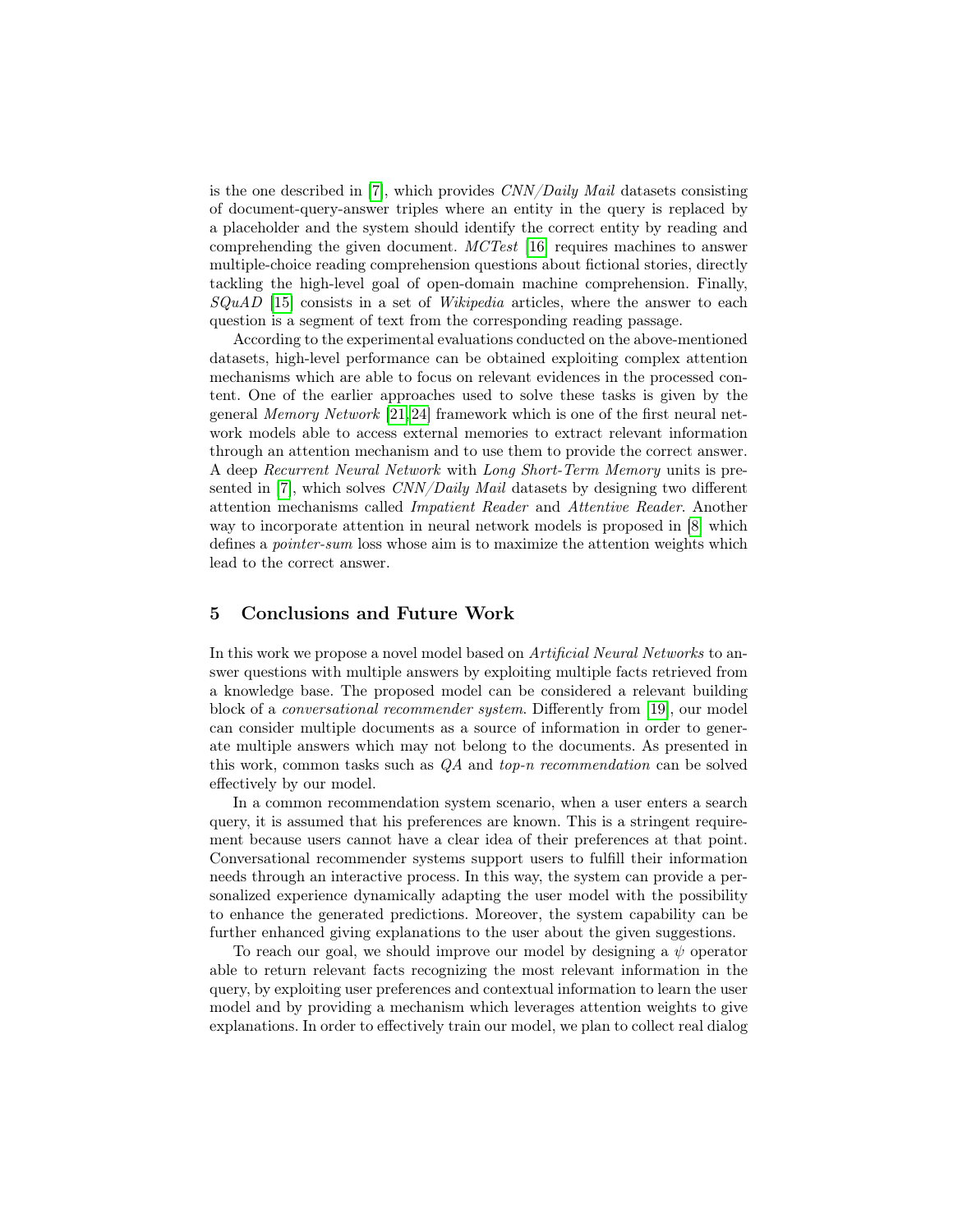is the one described in [7], which provides *CNN/Daily Mail* datasets consisting of document-query-answer triples where an entity in the query is replaced by a placeholder and the system should identify the correct entity by reading and comprehending the given document. *MCTest* [16] requires machines to answer multiple-choice reading comprehension questions about fictional stories, directly tackling the high-level goal of open-domain machine comprehension. Finally, *SQuAD* [15] consists in a set of *Wikipedia* articles, where the answer to each question is a segment of text from the corresponding reading passage.

According to the experimental evaluations conducted on the above-mentioned datasets, high-level performance can be obtained exploiting complex attention mechanisms which are able to focus on relevant evidences in the processed content. One of the earlier approaches used to solve these tasks is given by the general *Memory Network* [21,24] framework which is one of the first neural network models able to access external memories to extract relevant information through an attention mechanism and to use them to provide the correct answer. A deep *Recurrent Neural Network* with *Long Short-Term Memory* units is presented in [7], which solves *CNN/Daily Mail* datasets by designing two different attention mechanisms called *Impatient Reader* and *Attentive Reader*. Another way to incorporate attention in neural network models is proposed in [8] which defines a *pointer-sum* loss whose aim is to maximize the attention weights which lead to the correct answer.

## 5 Conclusions and Future Work

In this work we propose a novel model based on *Artificial Neural Networks* to answer questions with multiple answers by exploiting multiple facts retrieved from a knowledge base. The proposed model can be considered a relevant building block of a *conversational recommender system*. Differently from [19], our model can consider multiple documents as a source of information in order to generate multiple answers which may not belong to the documents. As presented in this work, common tasks such as *QA* and *top-n recommendation* can be solved effectively by our model.

In a common recommendation system scenario, when a user enters a search query, it is assumed that his preferences are known. This is a stringent requirement because users cannot have a clear idea of their preferences at that point. Conversational recommender systems support users to fulfill their information needs through an interactive process. In this way, the system can provide a personalized experience dynamically adapting the user model with the possibility to enhance the generated predictions. Moreover, the system capability can be further enhanced giving explanations to the user about the given suggestions.

To reach our goal, we should improve our model by designing a $\psi$ operator able to return relevant facts recognizing the most relevant information in the query, by exploiting user preferences and contextual information to learn the user model and by providing a mechanism which leverages attention weights to give explanations. In order to effectively train our model, we plan to collect real dialog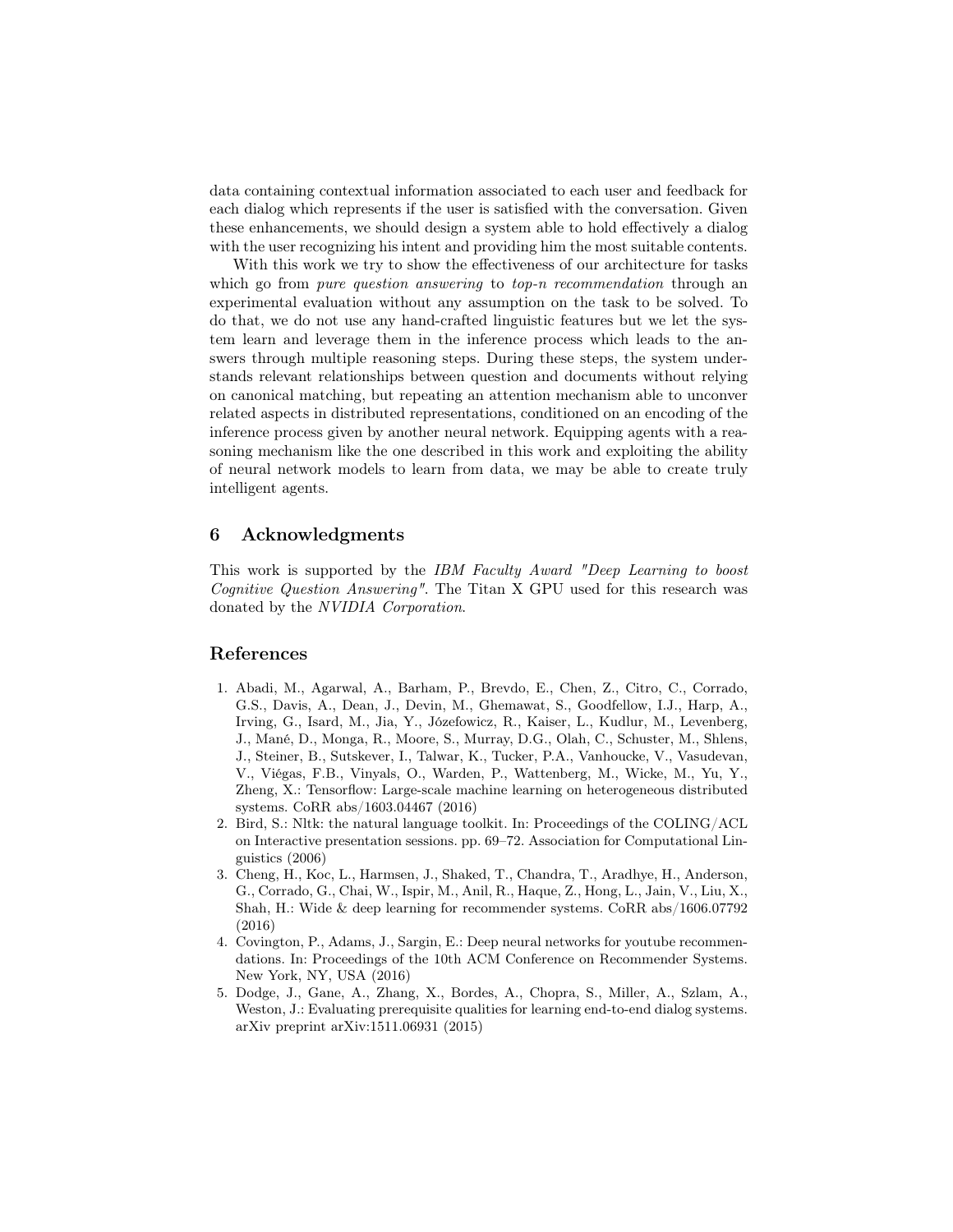data containing contextual information associated to each user and feedback for each dialog which represents if the user is satisfied with the conversation. Given these enhancements, we should design a system able to hold effectively a dialog with the user recognizing his intent and providing him the most suitable contents.

With this work we try to show the effectiveness of our architecture for tasks which go from *pure question answering* to *top-n recommendation* through an experimental evaluation without any assumption on the task to be solved. To do that, we do not use any hand-crafted linguistic features but we let the system learn and leverage them in the inference process which leads to the answers through multiple reasoning steps. During these steps, the system understands relevant relationships between question and documents without relying on canonical matching, but repeating an attention mechanism able to unconver related aspects in distributed representations, conditioned on an encoding of the inference process given by another neural network. Equipping agents with a reasoning mechanism like the one described in this work and exploiting the ability of neural network models to learn from data, we may be able to create truly intelligent agents.

## 6 Acknowledgments

This work is supported by the *IBM Faculty Award "Deep Learning to boost Cognitive Question Answering"*. The Titan X GPU used for this research was donated by the *NVIDIA Corporation*.

## References

1. Abadi, M., Agarwal, A., Barham, P., Brevdo, E., Chen, Z., Citro, C., Corrado, G.S., Davis, A., Dean, J., Devin, M., Ghemawat, S., Goodfellow, I.J., Harp, A., Irving, G., Isard, M., Jia, Y., Józefowicz, R., Kaiser, L., Kudlur, M., Levenberg, J., Mané, D., Monga, R., Moore, S., Murray, D.G., Olah, C., Schuster, M., Shlens, J., Steiner, B., Sutskever, I., Talwar, K., Tucker, P.A., Vanhoucke, V., Vasudevan, V., Viégas, F.B., Vinyals, O., Warden, P., Wattenberg, M., Wicke, M., Yu, Y., Zheng, X.: Tensorflow: Large-scale machine learning on heterogeneous distributed systems. CoRR abs/1603.04467 (2016)
2. Bird, S.: Nltk: the natural language toolkit. In: Proceedings of the COLING/ACL on Interactive presentation sessions. pp. 69–72. Association for Computational Linguistics (2006)
3. Cheng, H., Koc, L., Harmsen, J., Shaked, T., Chandra, T., Aradhye, H., Anderson, G., Corrado, G., Chai, W., Ispir, M., Anil, R., Haque, Z., Hong, L., Jain, V., Liu, X., Shah, H.: Wide & deep learning for recommender systems. CoRR abs/1606.07792 (2016)
4. Covington, P., Adams, J., Sargin, E.: Deep neural networks for youtube recommendations. In: Proceedings of the 10th ACM Conference on Recommender Systems. New York, NY, USA (2016)
5. Dodge, J., Gane, A., Zhang, X., Bordes, A., Chopra, S., Miller, A., Szlam, A., Weston, J.: Evaluating prerequisite qualities for learning end-to-end dialog systems. arXiv preprint arXiv:1511.06931 (2015)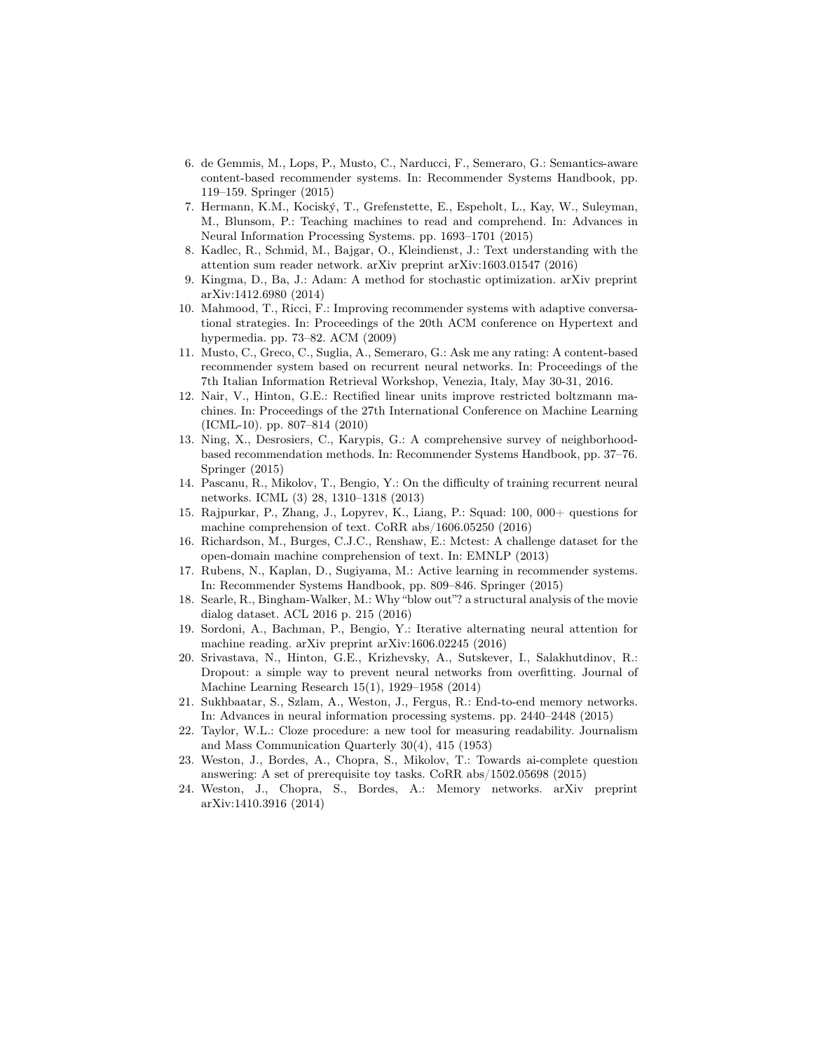6. de Gemmis, M., Lops, P., Musto, C., Narducci, F., Semeraro, G.: Semantics-aware content-based recommender systems. In: Recommender Systems Handbook, pp. 119–159. Springer (2015)
7. Hermann, K.M., Kociský, T., Grefenstette, E., Espeholt, L., Kay, W., Suleyman, M., Blunsom, P.: Teaching machines to read and comprehend. In: Advances in Neural Information Processing Systems. pp. 1693–1701 (2015)
8. Kadlec, R., Schmid, M., Bajgar, O., Kleindienst, J.: Text understanding with the attention sum reader network. arXiv preprint arXiv:1603.01547 (2016)
9. Kingma, D., Ba, J.: Adam: A method for stochastic optimization. arXiv preprint arXiv:1412.6980 (2014)
10. Mahmood, T., Ricci, F.: Improving recommender systems with adaptive conversational strategies. In: Proceedings of the 20th ACM conference on Hypertext and hypermedia. pp. 73–82. ACM (2009)
11. Musto, C., Greco, C., Suglia, A., Semeraro, G.: Ask me any rating: A content-based recommender system based on recurrent neural networks. In: Proceedings of the 7th Italian Information Retrieval Workshop, Venezia, Italy, May 30-31, 2016.
12. Nair, V., Hinton, G.E.: Rectified linear units improve restricted boltzmann machines. In: Proceedings of the 27th International Conference on Machine Learning (ICML-10). pp. 807–814 (2010)
13. Ning, X., Desrosiers, C., Karypis, G.: A comprehensive survey of neighborhood-based recommendation methods. In: Recommender Systems Handbook, pp. 37–76. Springer (2015)
14. Pascanu, R., Mikolov, T., Bengio, Y.: On the difficulty of training recurrent neural networks. ICML (3) 28, 1310–1318 (2013)
15. Rajpurkar, P., Zhang, J., Lopyrev, K., Liang, P.: Squad: 100, 000+ questions for machine comprehension of text. CoRR abs/1606.05250 (2016)
16. Richardson, M., Burges, C.J.C., Renshaw, E.: Mctest: A challenge dataset for the open-domain machine comprehension of text. In: EMNLP (2013)
17. Rubens, N., Kaplan, D., Sugiyama, M.: Active learning in recommender systems. In: Recommender Systems Handbook, pp. 809–846. Springer (2015)
18. Searle, R., Bingham-Walker, M.: Why "blow out"? a structural analysis of the movie dialog dataset. ACL 2016 p. 215 (2016)
19. Sordoni, A., Bachman, P., Bengio, Y.: Iterative alternating neural attention for machine reading. arXiv preprint arXiv:1606.02245 (2016)
20. Srivastava, N., Hinton, G.E., Krizhevsky, A., Sutskever, I., Salakhutdinov, R.: Dropout: a simple way to prevent neural networks from overfitting. Journal of Machine Learning Research 15(1), 1929–1958 (2014)
21. Sukhbaatar, S., Szlam, A., Weston, J., Fergus, R.: End-to-end memory networks. In: Advances in neural information processing systems. pp. 2440–2448 (2015)
22. Taylor, W.L.: Cloze procedure: a new tool for measuring readability. Journalism and Mass Communication Quarterly 30(4), 415 (1953)
23. Weston, J., Bordes, A., Chopra, S., Mikolov, T.: Towards ai-complete question answering: A set of prerequisite toy tasks. CoRR abs/1502.05698 (2015)
24. Weston, J., Chopra, S., Bordes, A.: Memory networks. arXiv preprint arXiv:1410.3916 (2014)